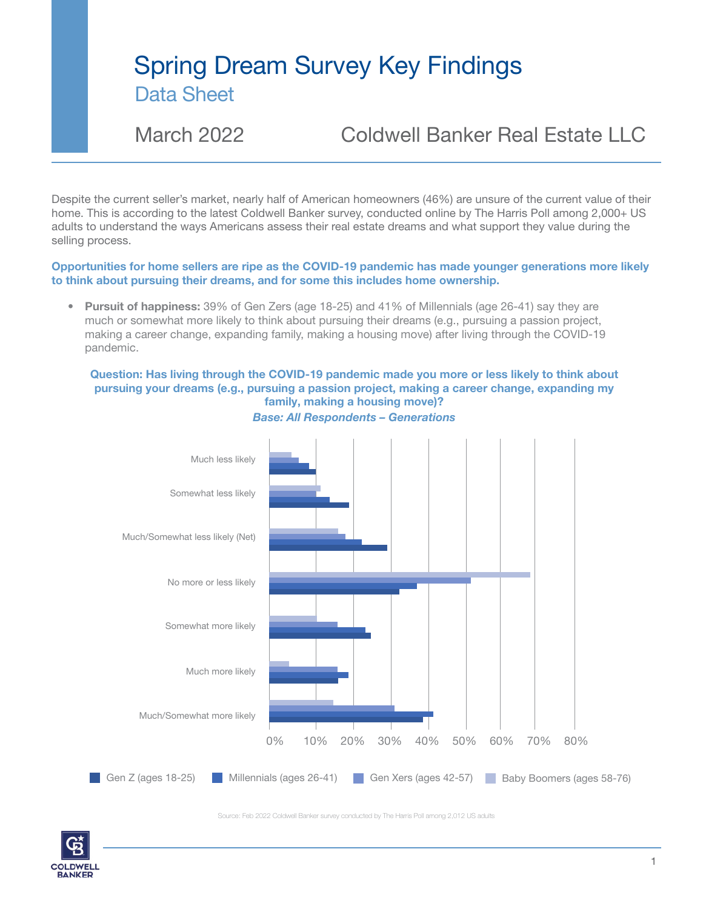# Spring Dream Survey Key Findings

## Data Sheet

March 2022 Coldwell Banker Real Estate LLC

Despite the current seller's market, nearly half of American homeowners (46%) are unsure of the current value of their home. This is according to the latest Coldwell Banker survey, conducted online by The Harris Poll among 2,000+ US adults to understand the ways Americans assess their real estate dreams and what support they value during the selling process.

**Opportunities for home sellers are ripe as the COVID-19 pandemic has made younger generations more likely to think about pursuing their dreams, and for some this includes home ownership.**

- **Pursuit of happiness:** 39% of Gen Zers (age 18-25) and 41% of Millennials (age 26-41) say they are much or somewhat more likely to think about pursuing their dreams (e.g., pursuing a passion project, making a career change, expanding family, making a housing move) after living through the COVID-19 pandemic.

**Question: Has living through the COVID-19 pandemic made you more or less likely to think about pursuing your dreams (e.g., pursuing a passion project, making a career change, expanding my family, making a housing move)?**

***Base: All Respondents – Generations***

Much less likely

Somewhat less likely

Much/Somewhat less likely (Net)

No more or less likely

Somewhat more likely

Much more likely

Much/Somewhat more likely

0% 10% 20% 30% 40% 50% 60% 70% 80%

Gen Z (ages 18-25) Millennials (ages 26-41) Gen Xers (ages 42-57) Baby Boomers (ages 58-76)

Source: Feb 2022 Coldwell Banker survey conducted by The Harris Poll among 2,012 US adults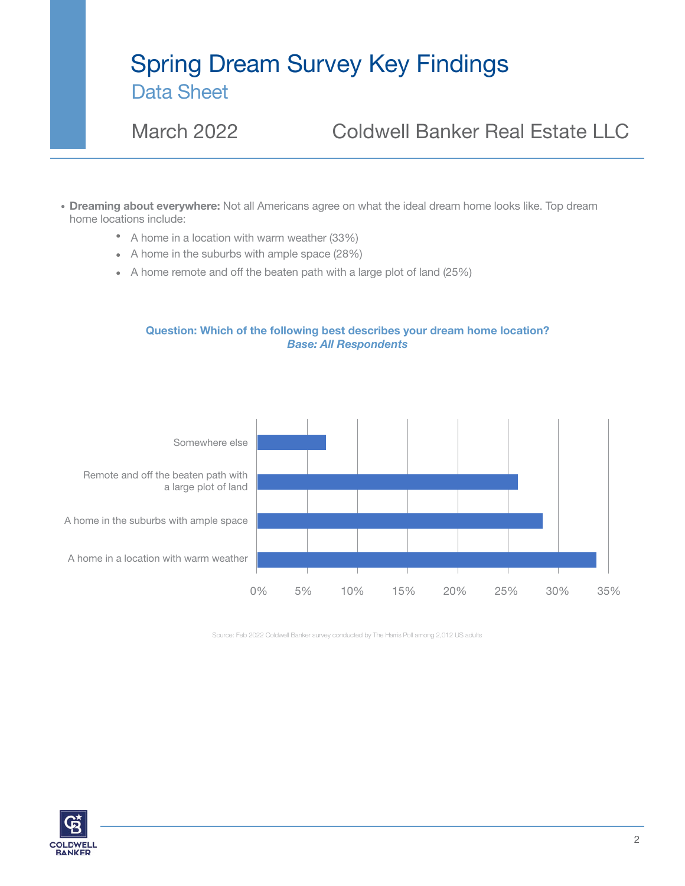# Spring Dream Survey Key Findings

## Data Sheet

March 2022 Coldwell Banker Real Estate LLC

- **Dreaming about everywhere:** Not all Americans agree on what the ideal dream home looks like. Top dream home locations include:
  - A home in a location with warm weather (33%)
  - A home in the suburbs with ample space (28%)
  - A home remote and off the beaten path with a large plot of land (25%)

**Question: Which of the following best describes your dream home location?**
***Base: All Respondents***

Somewhere else

Remote and off the beaten path with a large plot of land

A home in the suburbs with ample space

A home in a location with warm weather

0% 5% 10% 15% 20% 25% 30% 35%

Source: Feb 2022 Coldwell Banker survey conducted by The Harris Poll among 2,012 US adults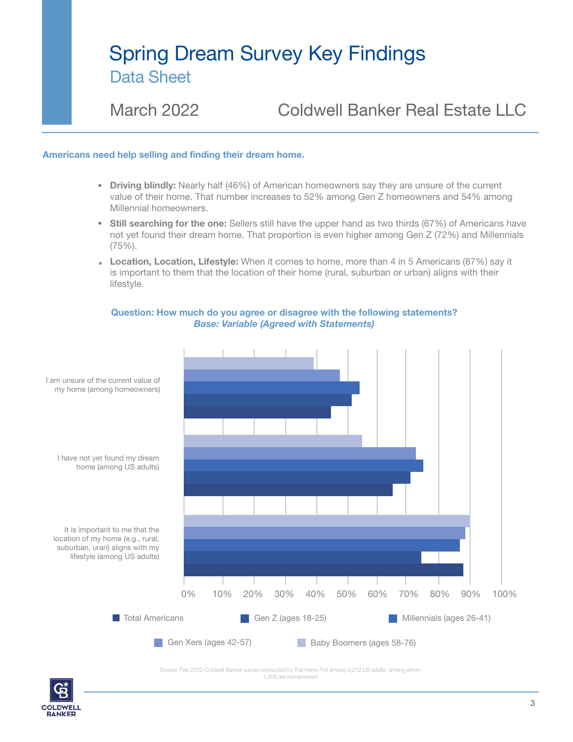# Spring Dream Survey Key Findings

## Data Sheet

March 2022 Coldwell Banker Real Estate LLC

**Americans need help selling and finding their dream home.**

- **Driving blindly:** Nearly half (46%) of American homeowners say they are unsure of the current value of their home. That number increases to 52% among Gen Z homeowners and 54% among Millennial homeowners.
- **Still searching for the one:** Sellers still have the upper hand as two thirds (67%) of Americans have not yet found their dream home. That proportion is even higher among Gen Z (72%) and Millennials (75%).
- **Location, Location, Lifestyle:** When it comes to home, more than 4 in 5 Americans (87%) say it is important to them that the location of their home (rural, suburban or urban) aligns with their lifestyle.

**Question: How much do you agree or disagree with the following statements?**
***Base: Variable (Agreed with Statements)***

I am unsure of the current value of my home (among homeowners)

I have not yet found my dream home (among US adults)

It is important to me that the location of my home (e.g., rural, suburban, uran) aligns with my lifestyle (among US adults)

0% 10% 20% 30% 40% 50% 60% 70% 80% 90% 100%

Total Americans | Gen Z (ages 18-25) | Millennials (ages 26-41) | Gen Xers (ages 42-57) | Baby Boomers (ages 58-76)

Source: Feb 2022 Coldwell Banker survey conducted by The Harris Poll among 2,012 US adults, among whom 1,309 are homeowners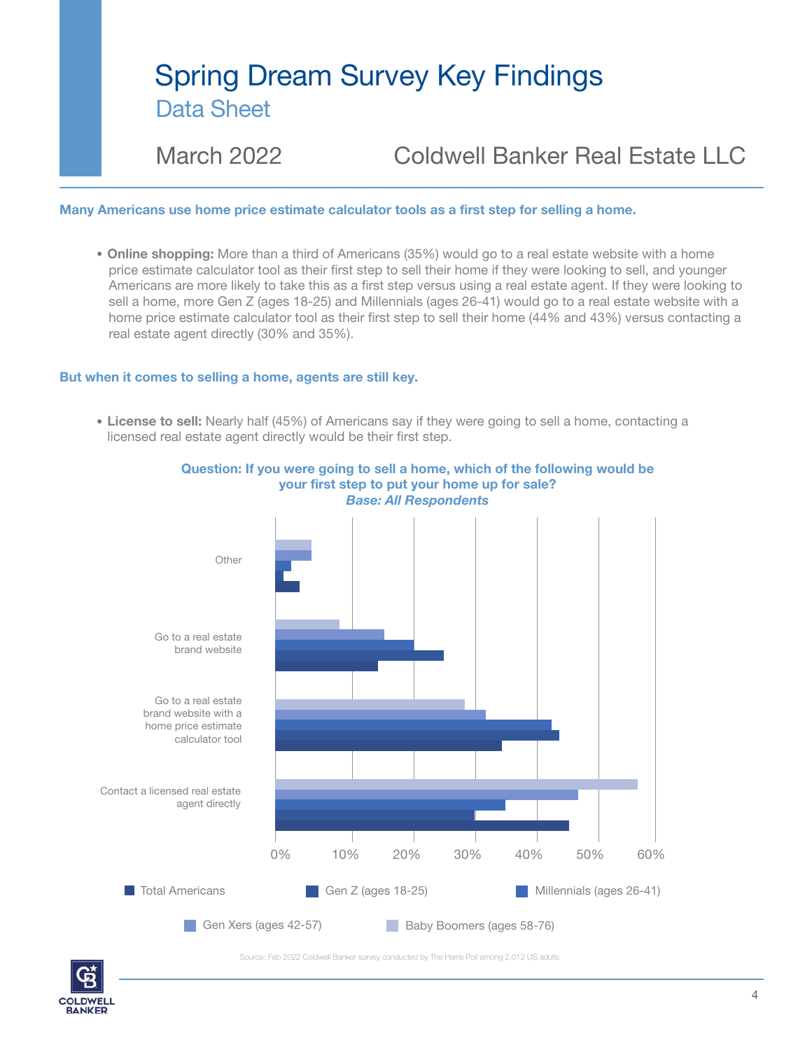# Spring Dream Survey Key Findings

## Data Sheet

March 2022 Coldwell Banker Real Estate LLC

**Many Americans use home price estimate calculator tools as a first step for selling a home.**

- **Online shopping:** More than a third of Americans (35%) would go to a real estate website with a home price estimate calculator tool as their first step to sell their home if they were looking to sell, and younger Americans are more likely to take this as a first step versus using a real estate agent. If they were looking to sell a home, more Gen Z (ages 18-25) and Millennials (ages 26-41) would go to a real estate website with a home price estimate calculator tool as their first step to sell their home (44% and 43%) versus contacting a real estate agent directly (30% and 35%).

**But when it comes to selling a home, agents are still key.**

- **License to sell:** Nearly half (45%) of Americans say if they were going to sell a home, contacting a licensed real estate agent directly would be their first step.

**Question: If you were going to sell a home, which of the following would be your first step to put your home up for sale?**
***Base: All Respondents***

Chart categories: Other; Go to a real estate brand website; Go to a real estate brand website with a home price estimate calculator tool; Contact a licensed real estate agent directly

Axis: 0%, 10%, 20%, 30%, 40%, 50%, 60%

Legend: Total Americans; Gen Z (ages 18-25); Millennials (ages 26-41); Gen Xers (ages 42-57); Baby Boomers (ages 58-76)

Source: Feb 2022 Coldwell Banker survey conducted by The Harris Poll among 2,012 US adults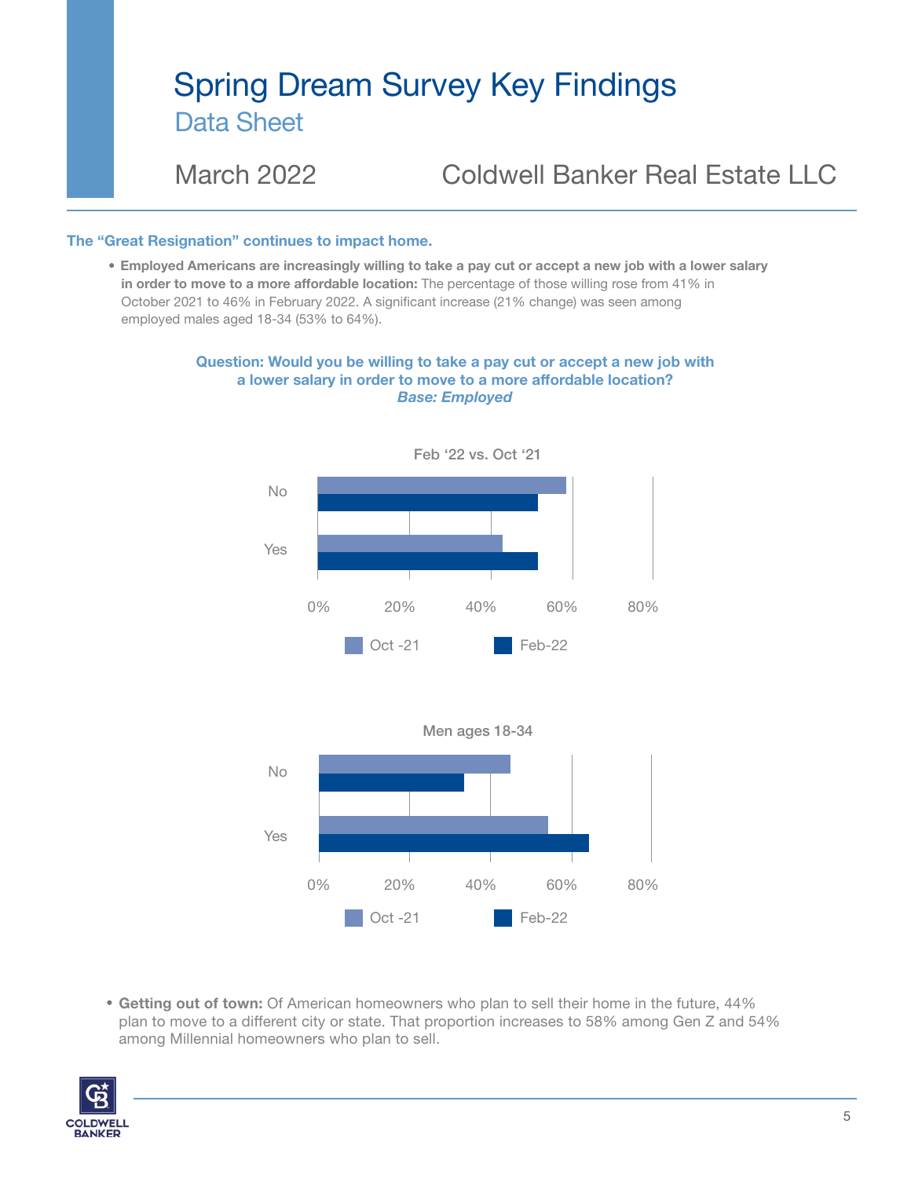# Spring Dream Survey Key Findings

## Data Sheet

March 2022 Coldwell Banker Real Estate LLC

**The "Great Resignation" continues to impact home.**

- **Employed Americans are increasingly willing to take a pay cut or accept a new job with a lower salary in order to move to a more affordable location:** The percentage of those willing rose from 41% in October 2021 to 46% in February 2022. A significant increase (21% change) was seen among employed males aged 18-34 (53% to 64%).

**Question: Would you be willing to take a pay cut or accept a new job with a lower salary in order to move to a more affordable location?**
***Base: Employed***

Feb '22 vs. Oct '21

No
Yes

0% 20% 40% 60% 80%

Oct -21 Feb-22

Men ages 18-34

No
Yes

0% 20% 40% 60% 80%

Oct -21 Feb-22

- **Getting out of town:** Of American homeowners who plan to sell their home in the future, 44% plan to move to a different city or state. That proportion increases to 58% among Gen Z and 54% among Millennial homeowners who plan to sell.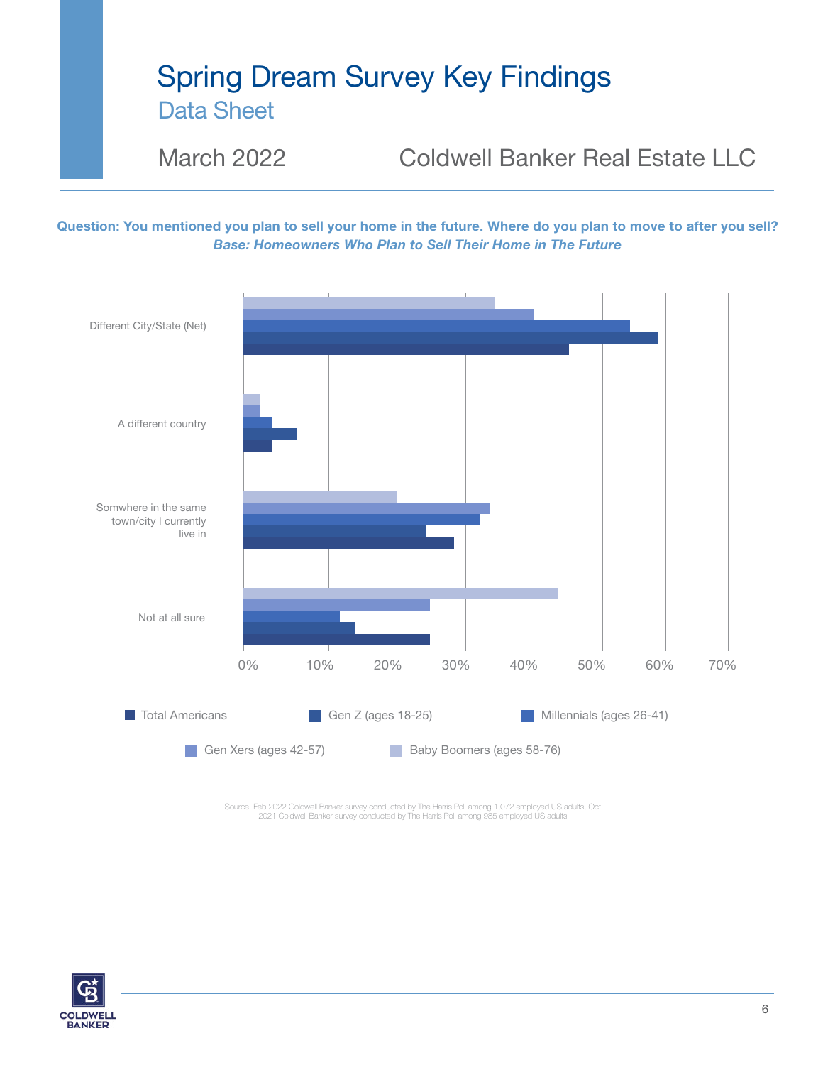# Spring Dream Survey Key Findings

## Data Sheet

March 2022 Coldwell Banker Real Estate LLC

**Question: You mentioned you plan to sell your home in the future. Where do you plan to move to after you sell?**
***Base: Homeowners Who Plan to Sell Their Home in The Future***

Different City/State (Net)

A different country

Somwhere in the same town/city I currently live in

Not at all sure

0% 10% 20% 30% 40% 50% 60% 70%

Total Americans | Gen Z (ages 18-25) | Millennials (ages 26-41) | Gen Xers (ages 42-57) | Baby Boomers (ages 58-76)

Source: Feb 2022 Coldwell Banker survey conducted by The Harris Poll among 1,072 employed US adults, Oct 2021 Coldwell Banker survey conducted by The Harris Poll among 985 employed US adults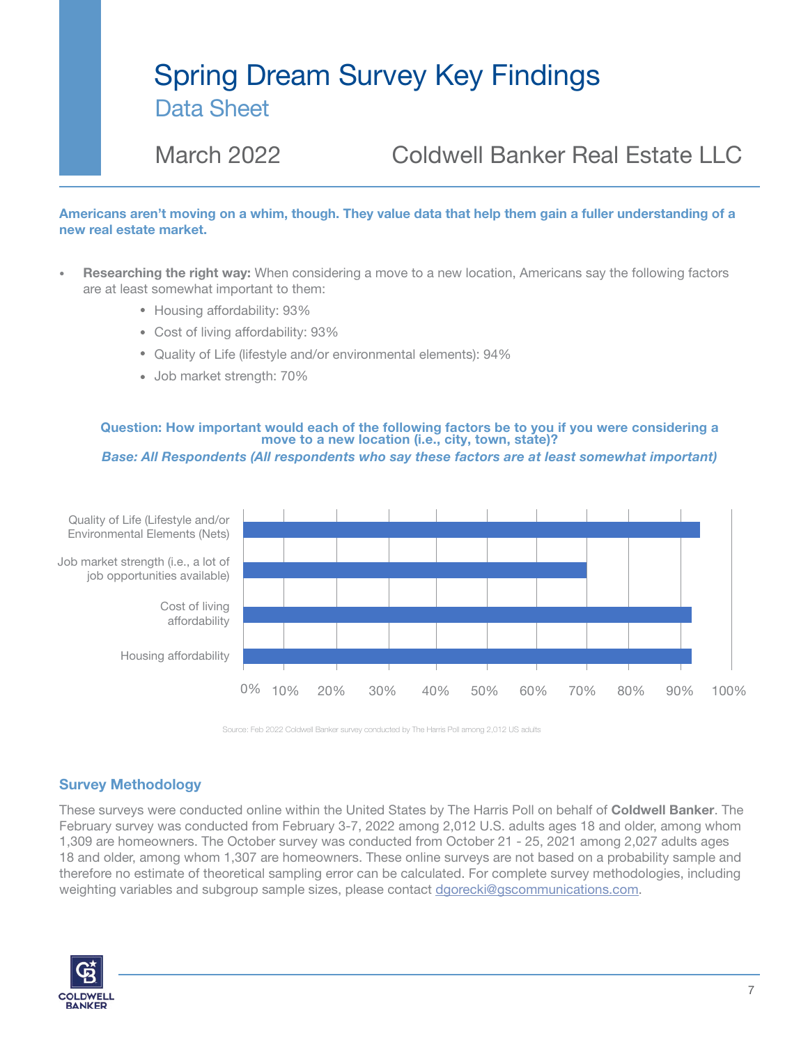# Spring Dream Survey Key Findings

## Data Sheet

March 2022 Coldwell Banker Real Estate LLC

**Americans aren't moving on a whim, though. They value data that help them gain a fuller understanding of a new real estate market.**

- **Researching the right way:** When considering a move to a new location, Americans say the following factors are at least somewhat important to them:
    - Housing affordability: 93%
    - Cost of living affordability: 93%
    - Quality of Life (lifestyle and/or environmental elements): 94%
    - Job market strength: 70%

**Question: How important would each of the following factors be to you if you were considering a move to a new location (i.e., city, town, state)?**

***Base: All Respondents (All respondents who say these factors are at least somewhat important)***

Quality of Life (Lifestyle and/or Environmental Elements (Nets)

Job market strength (i.e., a lot of job opportunities available)

Cost of living affordability

Housing affordability

0% 10% 20% 30% 40% 50% 60% 70% 80% 90% 100%

Source: Feb 2022 Coldwell Banker survey conducted by The Harris Poll among 2,012 US adults

### Survey Methodology

These surveys were conducted online within the United States by The Harris Poll on behalf of **Coldwell Banker**. The February survey was conducted from February 3-7, 2022 among 2,012 U.S. adults ages 18 and older, among whom 1,309 are homeowners. The October survey was conducted from October 21 - 25, 2021 among 2,027 adults ages 18 and older, among whom 1,307 are homeowners. These online surveys are not based on a probability sample and therefore no estimate of theoretical sampling error can be calculated. For complete survey methodologies, including weighting variables and subgroup sample sizes, please contact dgorecki@gscommunications.com.